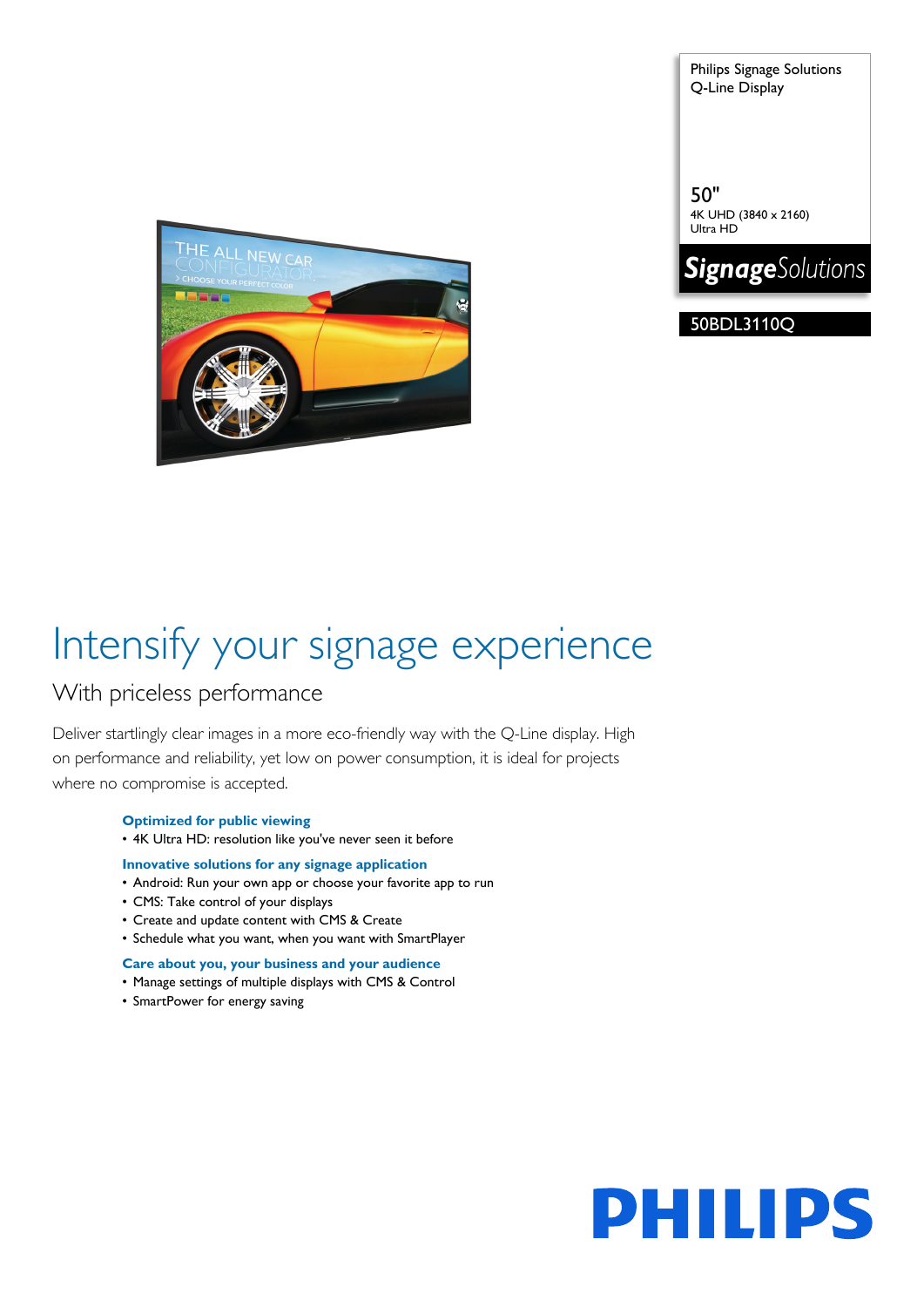Philips Signage Solutions
Q-Line Display

50"
4K UHD (3840 x 2160)
Ultra HD

**Signage**Solutions

50BDL3110Q

# Intensify your signage experience

## With priceless performance

Deliver startlingly clear images in a more eco-friendly way with the Q-Line display. High on performance and reliability, yet low on power consumption, it is ideal for projects where no compromise is accepted.

**Optimized for public viewing**

- 4K Ultra HD: resolution like you've never seen it before

**Innovative solutions for any signage application**

- Android: Run your own app or choose your favorite app to run
- CMS: Take control of your displays
- Create and update content with CMS & Create
- Schedule what you want, when you want with SmartPlayer

**Care about you, your business and your audience**

- Manage settings of multiple displays with CMS & Control
- SmartPower for energy saving

PHILIPS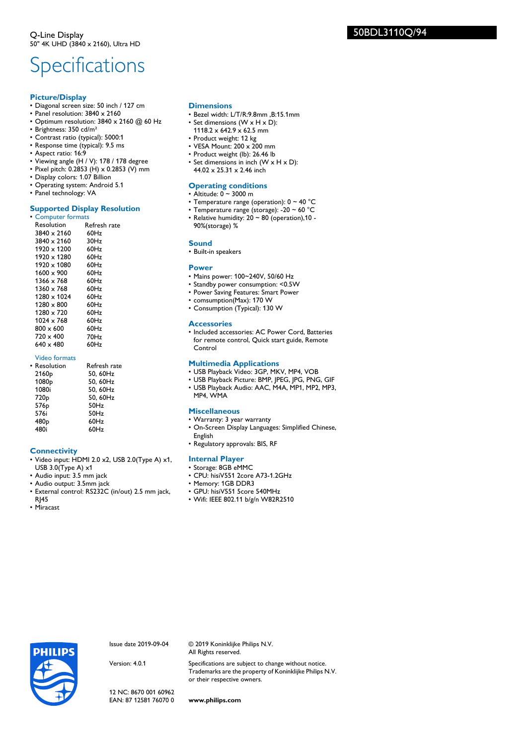Q-Line Display
50" 4K UHD (3840 x 2160), Ultra HD

50BDL3110Q/94

# Specifications

## Picture/Display

- Diagonal screen size: 50 inch / 127 cm
- Panel resolution: 3840 x 2160
- Optimum resolution: 3840 x 2160 @ 60 Hz
- Brightness: 350 cd/m²
- Contrast ratio (typical): 5000:1
- Response time (typical): 9.5 ms
- Aspect ratio: 16:9
- Viewing angle (H / V): 178 / 178 degree
- Pixel pitch: 0.2853 (H) x 0.2853 (V) mm
- Display colors: 1.07 Billion
- Operating system: Android 5.1
- Panel technology: VA

## Supported Display Resolution

- Computer formats

| Resolution | Refresh rate |
|---|---|
| 3840 x 2160 | 60Hz |
| 3840 x 2160 | 30Hz |
| 1920 x 1200 | 60Hz |
| 1920 x 1280 | 60Hz |
| 1920 x 1080 | 60Hz |
| 1600 x 900 | 60Hz |
| 1366 x 768 | 60Hz |
| 1360 x 768 | 60Hz |
| 1280 x 1024 | 60Hz |
| 1280 x 800 | 60Hz |
| 1280 x 720 | 60Hz |
| 1024 x 768 | 60Hz |
| 800 x 600 | 60Hz |
| 720 x 400 | 70Hz |
| 640 x 480 | 60Hz |

Video formats

| Resolution | Refresh rate |
|---|---|
| 2160p | 50, 60Hz |
| 1080p | 50, 60Hz |
| 1080i | 50, 60Hz |
| 720p | 50, 60Hz |
| 576p | 50Hz |
| 576i | 50Hz |
| 480p | 60Hz |
| 480i | 60Hz |

## Connectivity

- Video input: HDMI 2.0 x2, USB 2.0(Type A) x1, USB 3.0(Type A) x1
- Audio input: 3.5 mm jack
- Audio output: 3.5mm jack
- External control: RS232C (in/out) 2.5 mm jack, RJ45
- Miracast

## Dimensions

- Bezel width: L/T/R:9.8mm ,B:15.1mm
- Set dimensions (W x H x D): 1118.2 x 642.9 x 62.5 mm
- Product weight: 12 kg
- VESA Mount: 200 x 200 mm
- Product weight (lb): 26.46 lb
- Set dimensions in inch (W x H x D): 44.02 x 25.31 x 2.46 inch

## Operating conditions

- Altitude: 0 ~ 3000 m
- Temperature range (operation): 0 ~ 40 °C
- Temperature range (storage): -20 ~ 60 °C
- Relative humidity: 20 ~ 80 (operation),10 - 90%(storage) %

## Sound

- Built-in speakers

## Power

- Mains power: 100~240V, 50/60 Hz
- Standby power consumption: <0.5W
- Power Saving Features: Smart Power
- comsumption(Max): 170 W
- Consumption (Typical): 130 W

## Accessories

- Included accessories: AC Power Cord, Batteries for remote control, Quick start guide, Remote Control

## Multimedia Applications

- USB Playback Video: 3GP, MKV, MP4, VOB
- USB Playback Picture: BMP, JPEG, JPG, PNG, GIF
- USB Playback Audio: AAC, M4A, MP1, MP2, MP3, MP4, WMA

## Miscellaneous

- Warranty: 3 year warranty
- On-Screen Display Languages: Simplified Chinese, English
- Regulatory approvals: BIS, RF

## Internal Player

- Storage: 8GB eMMC
- CPU: hisiV551 2core A73-1.2GHz
- Memory: 1GB DDR3
- GPU: hisiV551 5core 540MHz
- Wifi: IEEE 802.11 b/g/n W82R2510

Issue date 2019-09-04

Version: 4.0.1

12 NC: 8670 001 60962
EAN: 87 12581 76070 0

© 2019 Koninklijke Philips N.V.
All Rights reserved.

Specifications are subject to change without notice. Trademarks are the property of Koninklijke Philips N.V. or their respective owners.

**www.philips.com**